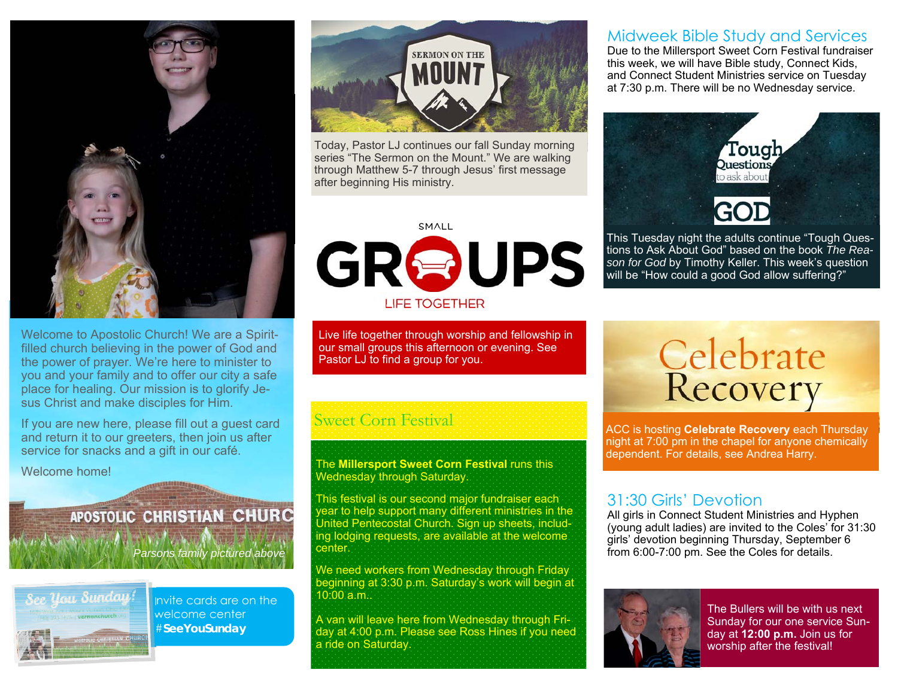Welcome to Apostolic Church! We are a Spirit-filled church believing in the power of God and the power of prayer. We're here to minister to you and your family and to offer our city a safe place for healing. Our mission is to glorify Jesus Christ and make disciples for Him.

If you are new here, please fill out a guest card and return it to our greeters, then join us after service for snacks and a gift in our café.

Welcome home!

*Parsons family pictured above*

Invite cards are on the welcome center #**SeeYouSunday**

## Sermon on the Mount

Today, Pastor LJ continues our fall Sunday morning series "The Sermon on the Mount." We are walking through Matthew 5-7 through Jesus' first message after beginning His ministry.

## Small Groups — Life Together

Live life together through worship and fellowship in our small groups this afternoon or evening. See Pastor LJ to find a group for you.

## Sweet Corn Festival

The **Millersport Sweet Corn Festival** runs this Wednesday through Saturday.

This festival is our second major fundraiser each year to help support many different ministries in the United Pentecostal Church. Sign up sheets, including lodging requests, are available at the welcome center.

We need workers from Wednesday through Friday beginning at 3:30 p.m. Saturday's work will begin at 10:00 a.m..

A van will leave here from Wednesday through Friday at 4:00 p.m. Please see Ross Hines if you need a ride on Saturday.

## Midweek Bible Study and Services

Due to the Millersport Sweet Corn Festival fundraiser this week, we will have Bible study, Connect Kids, and Connect Student Ministries service on Tuesday at 7:30 p.m. There will be no Wednesday service.

## Tough Questions to ask about God

This Tuesday night the adults continue "Tough Questions to Ask About God" based on the book *The Reason for God* by Timothy Keller. This week's question will be "How could a good God allow suffering?"

## Celebrate Recovery

ACC is hosting **Celebrate Recovery** each Thursday night at 7:00 pm in the chapel for anyone chemically dependent. For details, see Andrea Harry.

## 31:30 Girls' Devotion

All girls in Connect Student Ministries and Hyphen (young adult ladies) are invited to the Coles' for 31:30 girls' devotion beginning Thursday, September 6 from 6:00-7:00 pm. See the Coles for details.

The Bullers will be with us next Sunday for our one service Sunday at **12:00 p.m.** Join us for worship after the festival!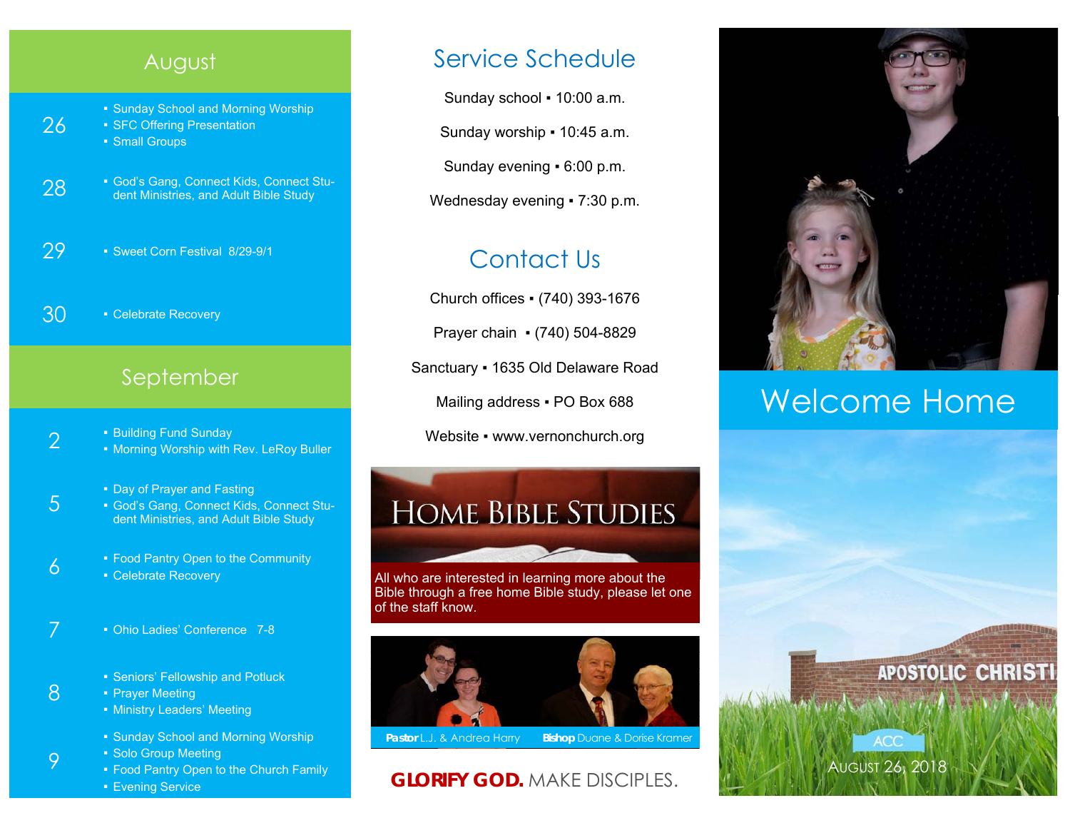## August

**26**
- Sunday School and Morning Worship
- SFC Offering Presentation
- Small Groups

**28**
- God's Gang, Connect Kids, Connect Student Ministries, and Adult Bible Study

**29**
- Sweet Corn Festival 8/29-9/1

**30**
- Celebrate Recovery

## September

**2**
- Building Fund Sunday
- Morning Worship with Rev. LeRoy Buller

**5**
- Day of Prayer and Fasting
- God's Gang, Connect Kids, Connect Student Ministries, and Adult Bible Study

**6**
- Food Pantry Open to the Community
- Celebrate Recovery

**7**
- Ohio Ladies' Conference 7-8

**8**
- Seniors' Fellowship and Potluck
- Prayer Meeting
- Ministry Leaders' Meeting

**9**
- Sunday School and Morning Worship
- Solo Group Meeting
- Food Pantry Open to the Church Family
- Evening Service

## Service Schedule

Sunday school ▪ 10:00 a.m.

Sunday worship ▪ 10:45 a.m.

Sunday evening ▪ 6:00 p.m.

Wednesday evening ▪ 7:30 p.m.

## Contact Us

Church offices ▪ (740) 393-1676

Prayer chain ▪ (740) 504-8829

Sanctuary ▪ 1635 Old Delaware Road

Mailing address ▪ PO Box 688

Website ▪ www.vernonchurch.org

## Home Bible Studies

All who are interested in learning more about the Bible through a free home Bible study, please let one of the staff know.

**Pastor** L.J. & Andrea Harry   **Bishop** Duane & Dorise Kramer

**GLORIFY GOD.** MAKE DISCIPLES.

# Welcome Home

APOSTOLIC CHRISTI

ACC

August 26, 2018